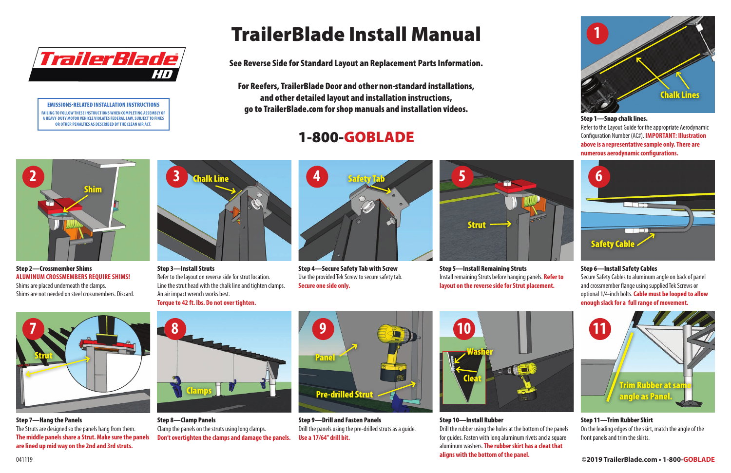# TrailerBlade Install Manual

**TrailerBlade HD**

**EMISSIONS-RELATED INSTALLATION INSTRUCTIONS**

FAILING TO FOLLOW THESE INSTRUCTIONS WHEN COMPLETING ASSEMBLY OF A HEAVY-DUTY MOTOR VEHICLE VIOLATES FEDERAL LAW, SUBJECT TO FINES OR OTHER PENALTIES AS DESCRIBED BY THE CLEAN AIR ACT.

**See Reverse Side for Standard Layout an Replacement Parts Information.**

**For Reefers, TrailerBlade Door and other non-standard installations, and other detailed layout and installation instructions, go to TrailerBlade.com for shop manuals and installation videos.**

## 1-800-GOBLADE

**Step 1—Snap chalk lines.**
Refer to the Layout Guide for the appropriate Aerodynamic Configuration Number (AC#). **IMPORTANT: Illustration above is a representative sample only. There are numerous aerodynamic configurations.**

**Step 2—Crossmember Shims**
**ALUMINUM CROSSMEMBERS REQUIRE SHIMS!**
Shims are placed underneath the clamps.
Shims are not needed on steel crossmembers. Discard.

**Step 3—Install Struts**
Refer to the layout on reverse side for strut location.
Line the strut head with the chalk line and tighten clamps.
An air impact wrench works best.
**Torque to 42 ft. lbs. Do not over tighten.**

**Step 4—Secure Safety Tab with Screw**
Use the provided Tek Screw to secure safety tab.
**Secure one side only.**

**Step 5—Install Remaining Struts**
Install remaining Struts before hanging panels. **Refer to layout on the reverse side for Strut placement.**

**Step 6—Install Safety Cables**
Secure Safety Cables to aluminum angle on back of panel and crossmember flange using supplied Tek Screws or optional 1/4-inch bolts. **Cable must be looped to allow enough slack for a full range of movement.**

**Step 7—Hang the Panels**
The Struts are designed so the panels hang from them.
**The middle panels share a Strut. Make sure the panels are lined up mid way on the 2nd and 3rd struts.**

**Step 8—Clamp Panels**
Clamp the panels on the struts using long clamps.
**Don't overtighten the clamps and damage the panels.**

**Step 9—Drill and Fasten Panels**
Drill the panels using the pre-drilled struts as a guide.
**Use a 17/64" drill bit.**

**Step 10—Install Rubber**
Drill the rubber using the holes at the bottom of the panels for guides. Fasten with long aluminum rivets and a square aluminum washers. **The rubber skirt has a cleat that aligns with the bottom of the panel.**

**Step 11—Trim Rubber Skirt**
On the leading edges of the skirt, match the angle of the front panels and trim the skirts.

041119

©2019 TrailerBlade.com • 1-800-GOBLADE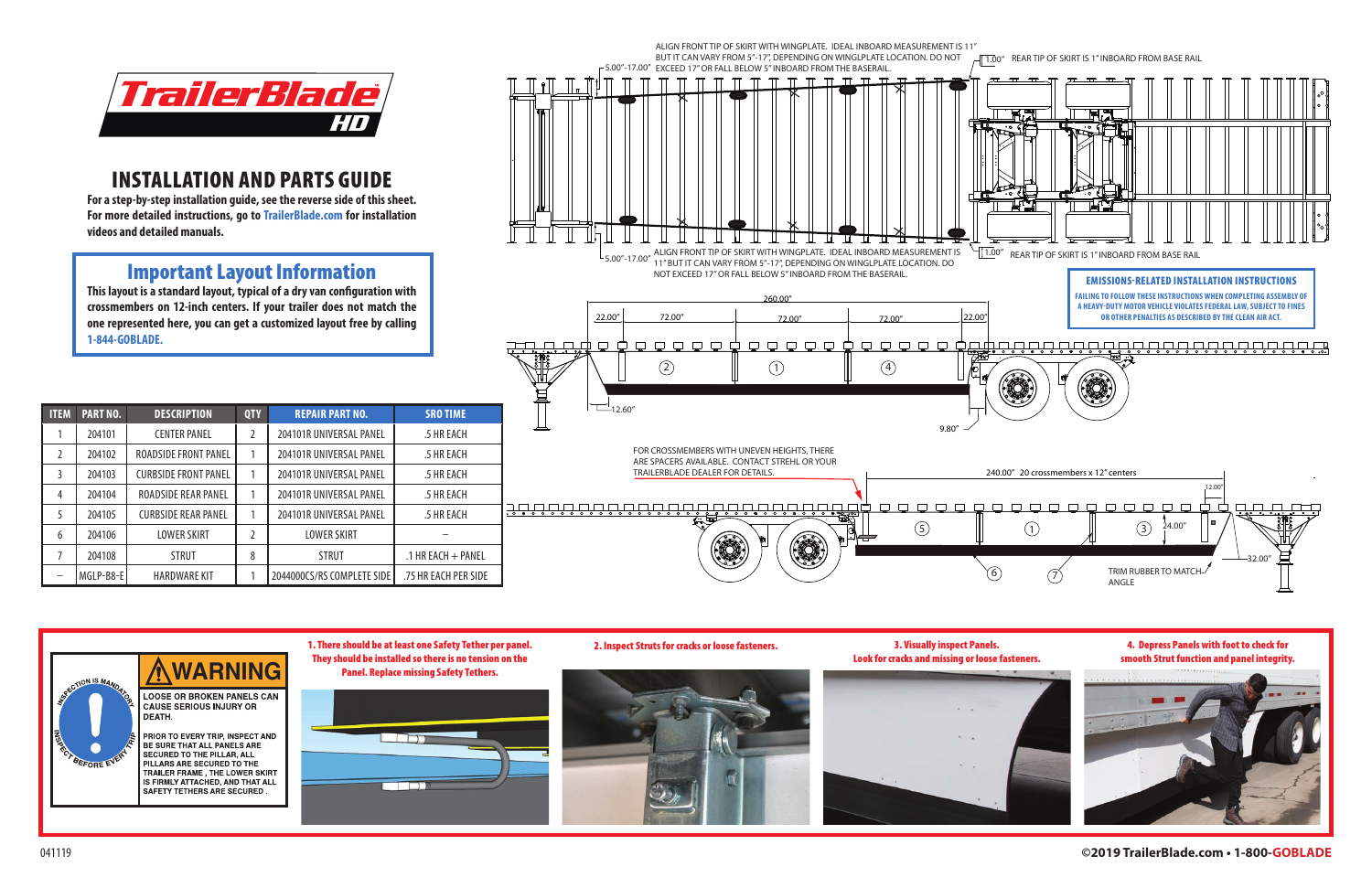# TrailerBlade HD

## INSTALLATION AND PARTS GUIDE

**For a step-by-step installation guide, see the reverse side of this sheet. For more detailed instructions, go to TrailerBlade.com for installation videos and detailed manuals.**

## Important Layout Information

**This layout is a standard layout, typical of a dry van configuration with crossmembers on 12-inch centers. If your trailer does not match the one represented here, you can get a customized layout free by calling 1-844-GOBLADE.**

| ITEM | PART NO. | DESCRIPTION | QTY | REPAIR PART NO. | SRO TIME |
|---|---|---|---|---|---|
| 1 | 204101 | CENTER PANEL | 2 | 204101R UNIVERSAL PANEL | .5 HR EACH |
| 2 | 204102 | ROADSIDE FRONT PANEL | 1 | 204101R UNIVERSAL PANEL | .5 HR EACH |
| 3 | 204103 | CURBSIDE FRONT PANEL | 1 | 204101R UNIVERSAL PANEL | .5 HR EACH |
| 4 | 204104 | ROADSIDE REAR PANEL | 1 | 204101R UNIVERSAL PANEL | .5 HR EACH |
| 5 | 204105 | CURBSIDE REAR PANEL | 1 | 204101R UNIVERSAL PANEL | .5 HR EACH |
| 6 | 204106 | LOWER SKIRT | 2 | LOWER SKIRT | – |
| 7 | 204108 | STRUT | 8 | STRUT | .1 HR EACH + PANEL |
| – | MGLP-B8-E | HARDWARE KIT | 1 | 2044000CS/RS COMPLETE SIDE | .75 HR EACH PER SIDE |

5.00"-17.00" ALIGN FRONT TIP OF SKIRT WITH WINGPLATE. IDEAL INBOARD MEASUREMENT IS 11" BUT IT CAN VARY FROM 5"-17", DEPENDING ON WINGPLATE LOCATION. DO NOT EXCEED 17" OR FALL BELOW 5" INBOARD FROM THE BASERAIL.

1.00" REAR TIP OF SKIRT IS 1" INBOARD FROM BASE RAIL

5.00"-17.00" ALIGN FRONT TIP OF SKIRT WITH WINGPLATE. IDEAL INBOARD MEASUREMENT IS 11" BUT IT CAN VARY FROM 5"-17", DEPENDING ON WINGPLATE LOCATION. DO NOT EXCEED 17" OR FALL BELOW 5" INBOARD FROM THE BASERAIL.

1.00" REAR TIP OF SKIRT IS 1" INBOARD FROM BASE RAIL

260.00"
22.00" 72.00" 72.00" 72.00" 22.00"
2 1 4
12.60"
9.80"

FOR CROSSMEMBERS WITH UNEVEN HEIGHTS, THERE ARE SPACERS AVAILABLE. CONTACT STREHL OR YOUR TRAILERBLADE DEALER FOR DETAILS.

240.00" 20 crossmembers x 12" centers
12.00"
5 1 3
24.00"
32.00"
6 7
TRIM RUBBER TO MATCH ANGLE

### EMISSIONS-RELATED INSTALLATION INSTRUCTIONS

**FAILING TO FOLLOW THESE INSTRUCTIONS WHEN COMPLETING ASSEMBLY OF A HEAVY-DUTY MOTOR VEHICLE VIOLATES FEDERAL LAW, SUBJECT TO FINES OR OTHER PENALTIES AS DESCRIBED BY THE CLEAN AIR ACT.**

INSPECTION IS MANDATORY
INSPECT BEFORE EVERY TRIP

## ⚠WARNING

**LOOSE OR BROKEN PANELS CAN CAUSE SERIOUS INJURY OR DEATH.**

**PRIOR TO EVERY TRIP, INSPECT AND BE SURE THAT ALL PANELS ARE SECURED TO THE PILLAR, ALL PILLARS ARE SECURED TO THE TRAILER FRAME, THE LOWER SKIRT IS FIRMLY ATTACHED, AND THAT ALL SAFETY TETHERS ARE SECURED.**

**1. There should be at least one Safety Tether per panel. They should be installed so there is no tension on the Panel. Replace missing Safety Tethers.**

**2. Inspect Struts for cracks or loose fasteners.**

**3. Visually inspect Panels. Look for cracks and missing or loose fasteners.**

**4. Depress Panels with foot to check for smooth Strut function and panel integrity.**

041119

**©2019 TrailerBlade.com • 1-800-GOBLADE**